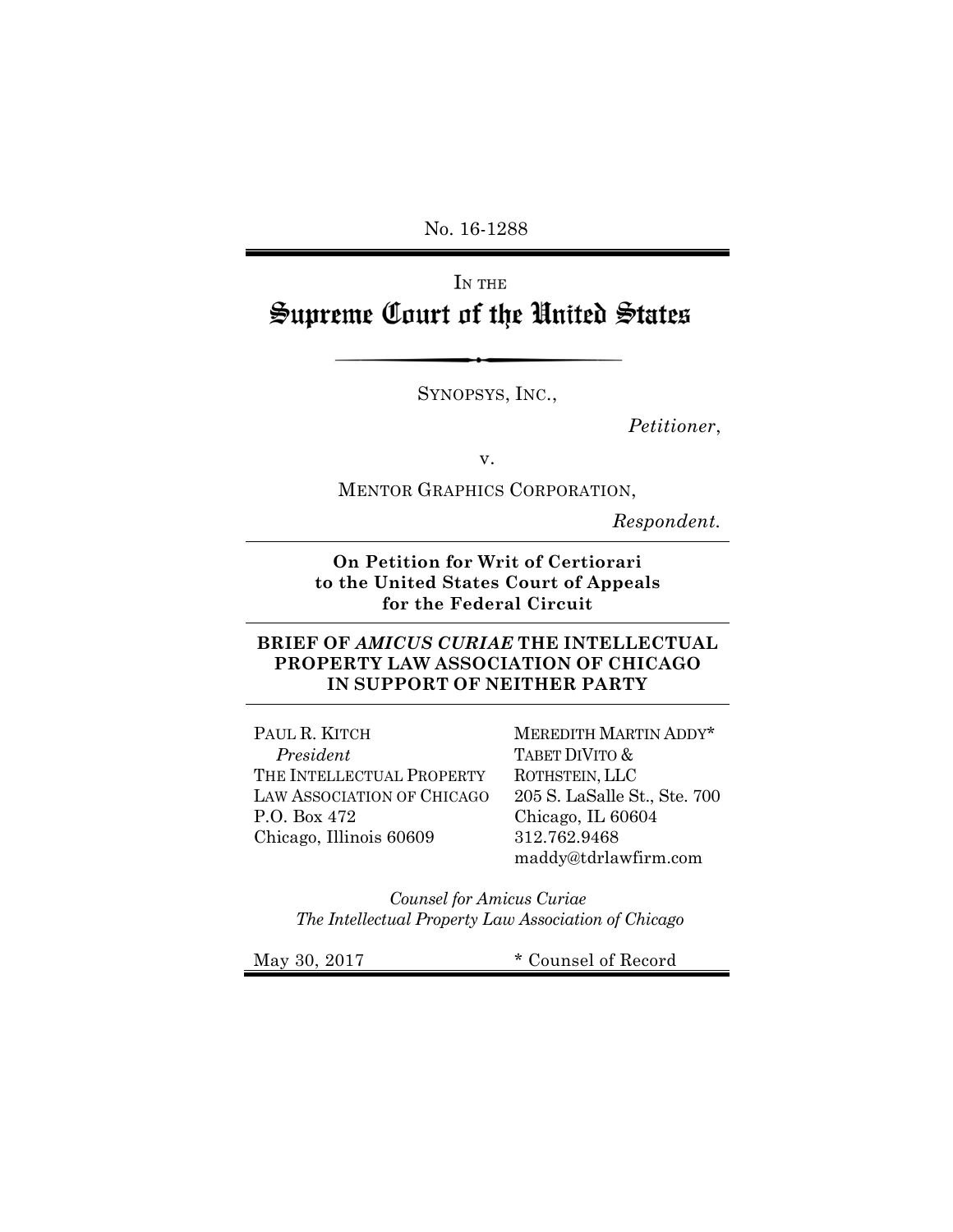No. 16-1288

IN THE

# Supreme Court of the United States

SYNOPSYS, INC.,

*Petitioner*,

v.

MENTOR GRAPHICS CORPORATION,

*Respondent.*

---

**On Petition for Writ of Certiorari to the United States Court of Appeals for the Federal Circuit**

---

**BRIEF OF *AMICUS CURIAE* THE INTELLECTUAL PROPERTY LAW ASSOCIATION OF CHICAGO IN SUPPORT OF NEITHER PARTY**

---

PAUL R. KITCH
*President*
THE INTELLECTUAL PROPERTY LAW ASSOCIATION OF CHICAGO
P.O. Box 472
Chicago, Illinois 60609

MEREDITH MARTIN ADDY*
TABET DIVITO & ROTHSTEIN, LLC
205 S. LaSalle St., Ste. 700
Chicago, IL 60604
312.762.9468
maddy@tdrlawfirm.com

*Counsel for Amicus Curiae*
*The Intellectual Property Law Association of Chicago*

May 30, 2017

\* Counsel of Record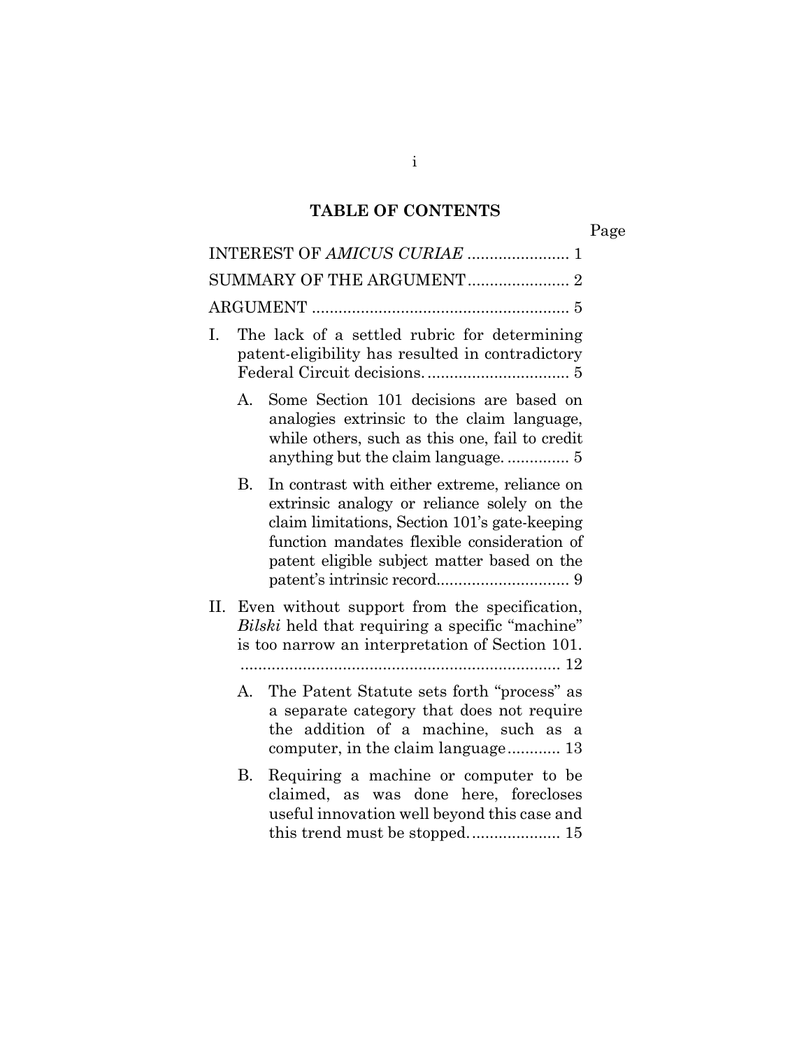## TABLE OF CONTENTS

Page

INTEREST OF *AMICUS CURIAE* ....................... 1

SUMMARY OF THE ARGUMENT....................... 2

ARGUMENT .......................................................... 5

I. The lack of a settled rubric for determining patent-eligibility has resulted in contradictory Federal Circuit decisions. ............................... 5

   A. Some Section 101 decisions are based on analogies extrinsic to the claim language, while others, such as this one, fail to credit anything but the claim language. .............. 5

   B. In contrast with either extreme, reliance on extrinsic analogy or reliance solely on the claim limitations, Section 101's gate-keeping function mandates flexible consideration of patent eligible subject matter based on the patent's intrinsic record.............................. 9

II. Even without support from the specification, *Bilski* held that requiring a specific "machine" is too narrow an interpretation of Section 101. ........................................................................ 12

   A. The Patent Statute sets forth "process" as a separate category that does not require the addition of a machine, such as a computer, in the claim language............ 13

   B. Requiring a machine or computer to be claimed, as was done here, forecloses useful innovation well beyond this case and this trend must be stopped.................... 15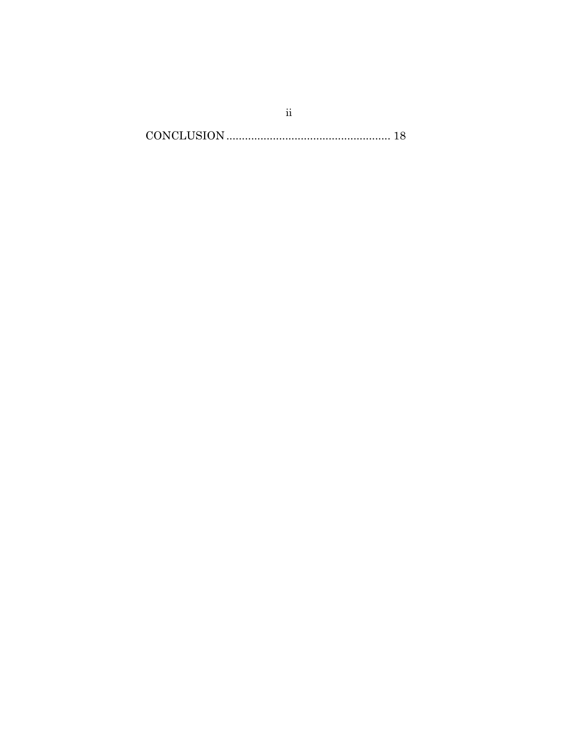CONCLUSION ..................................................... 18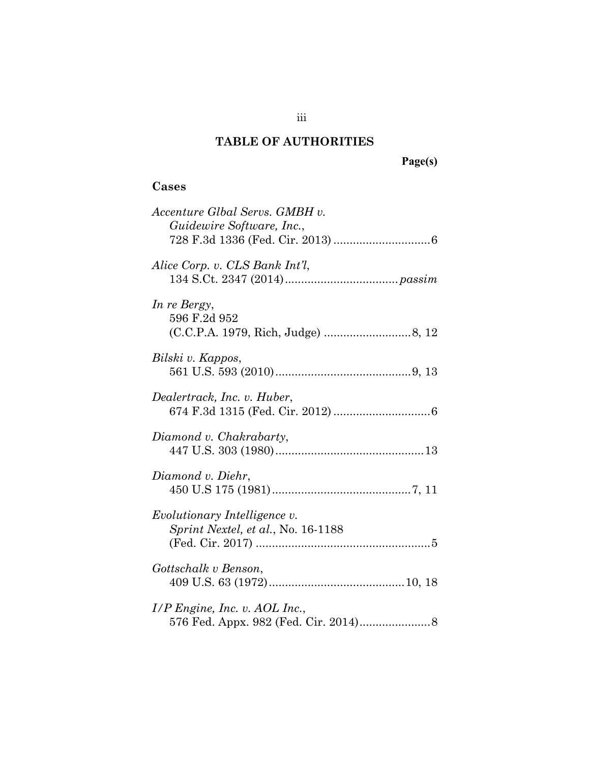# TABLE OF AUTHORITIES

**Page(s)**

## Cases

*Accenture Glbal Servs. GMBH v. Guidewire Software, Inc.*, 728 F.3d 1336 (Fed. Cir. 2013) .............................6

*Alice Corp. v. CLS Bank Int'l*, 134 S.Ct. 2347 (2014).................................. *passim*

*In re Bergy*, 596 F.2d 952 (C.C.P.A. 1979, Rich, Judge) ...........................8, 12

*Bilski v. Kappos*, 561 U.S. 593 (2010)..........................................9, 13

*Dealertrack, Inc. v. Huber*, 674 F.3d 1315 (Fed. Cir. 2012) .............................6

*Diamond v. Chakrabarty*, 447 U.S. 303 (1980).............................................13

*Diamond v. Diehr*, 450 U.S 175 (1981)..........................................7, 11

*Evolutionary Intelligence v. Sprint Nextel, et al.*, No. 16-1188 (Fed. Cir. 2017) ......................................................5

*Gottschalk v Benson*, 409 U.S. 63 (1972).........................................10, 18

*I/P Engine, Inc. v. AOL Inc.*, 576 Fed. Appx. 982 (Fed. Cir. 2014)......................8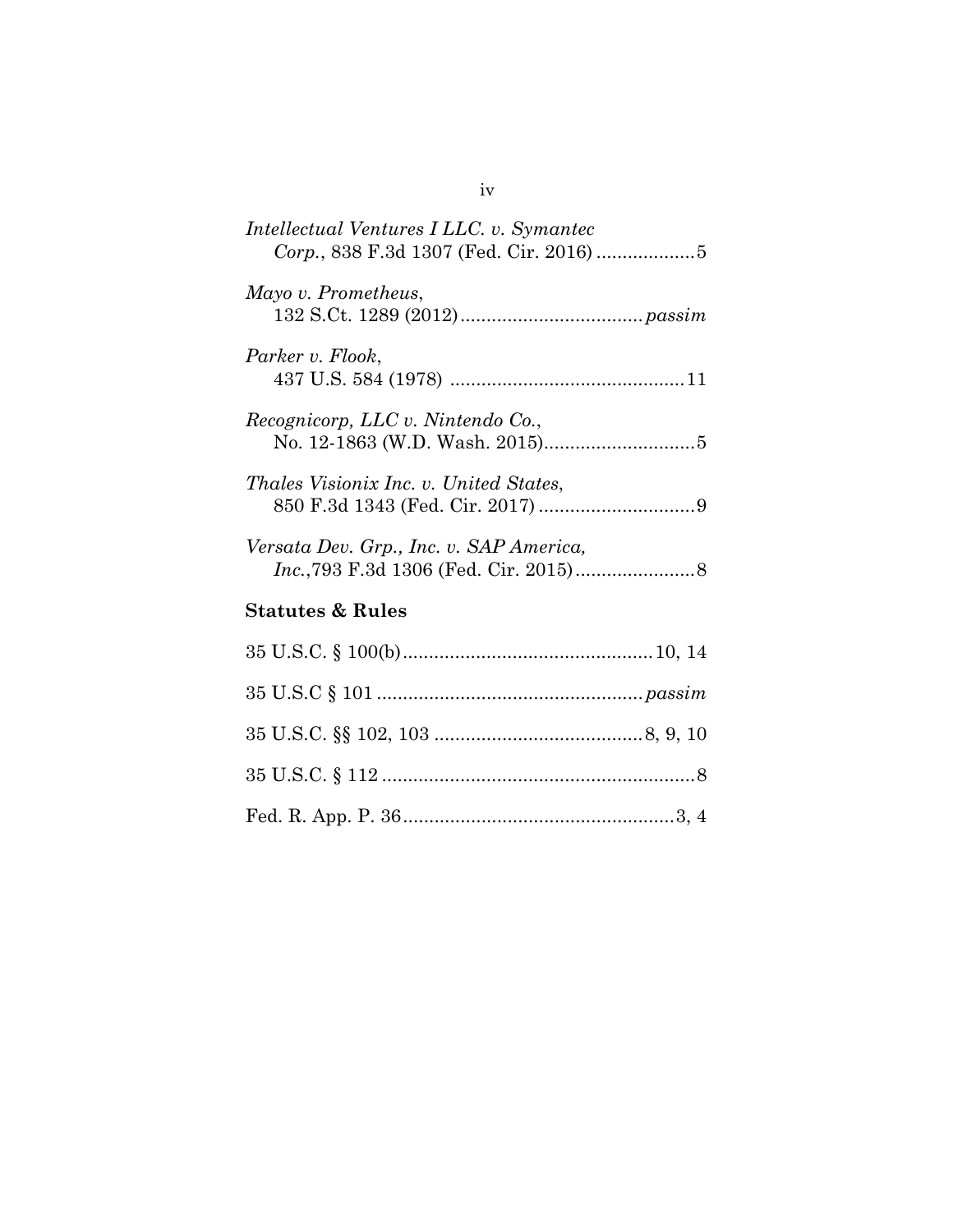*Intellectual Ventures I LLC. v. Symantec Corp.*, 838 F.3d 1307 (Fed. Cir. 2016) ..................5

*Mayo v. Prometheus*, 132 S.Ct. 1289 (2012).................................. *passim*

*Parker v. Flook*, 437 U.S. 584 (1978) ............................................11

*Recognicorp, LLC v. Nintendo Co.*, No. 12-1863 (W.D. Wash. 2015)............................5

*Thales Visionix Inc. v. United States*, 850 F.3d 1343 (Fed. Cir. 2017) ..............................9

*Versata Dev. Grp., Inc. v. SAP America, Inc.*,793 F.3d 1306 (Fed. Cir. 2015).......................8

**Statutes & Rules**

35 U.S.C. § 100(b)...............................................10, 14

35 U.S.C § 101 .................................................. *passim*

35 U.S.C. §§ 102, 103 .......................................8, 9, 10

35 U.S.C. § 112 ............................................................8

Fed. R. App. P. 36....................................................3, 4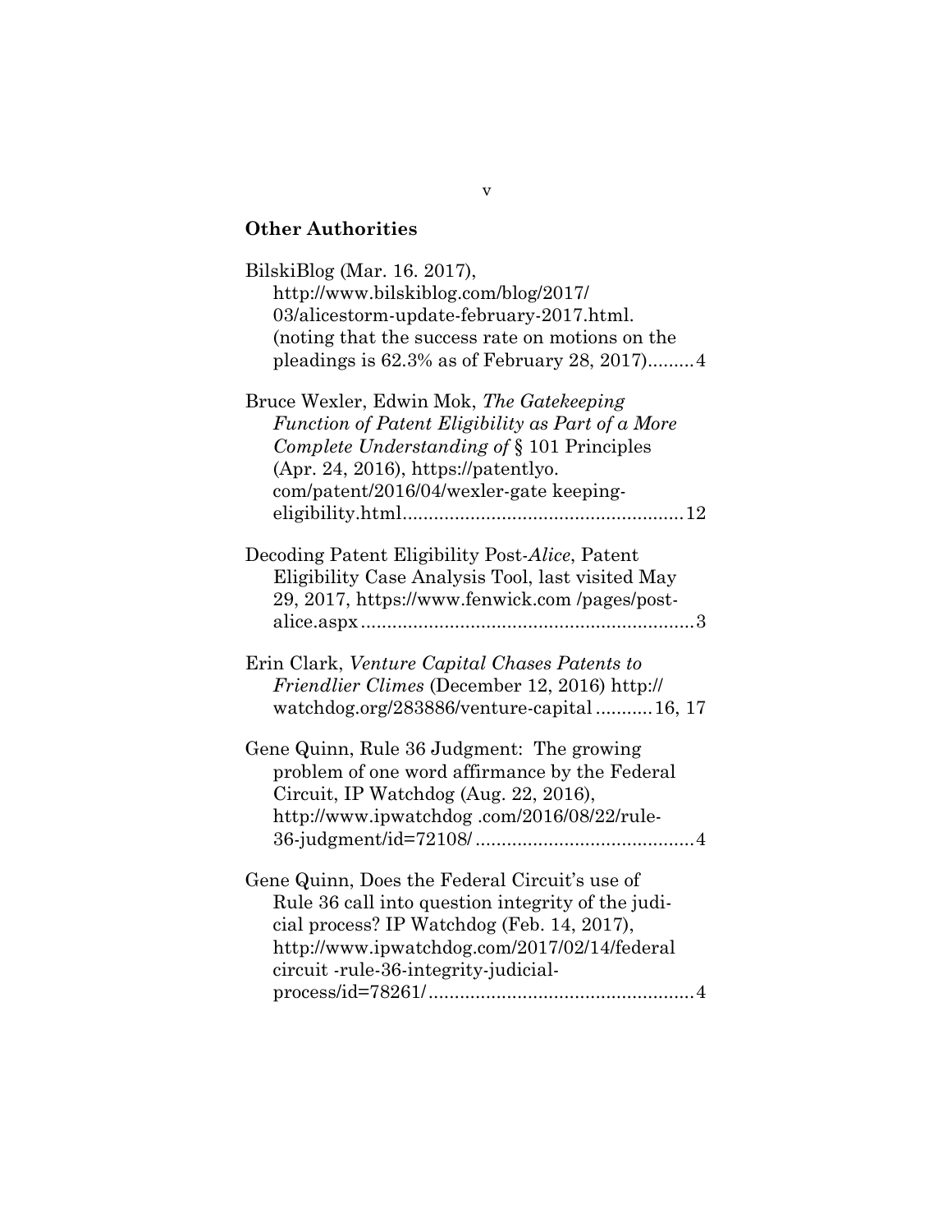## Other Authorities

BilskiBlog (Mar. 16. 2017), http://www.bilskiblog.com/blog/2017/03/alicestorm-update-february-2017.html. (noting that the success rate on motions on the pleadings is 62.3% as of February 28, 2017).........4

Bruce Wexler, Edwin Mok, *The Gatekeeping Function of Patent Eligibility as Part of a More Complete Understanding of* § 101 Principles (Apr. 24, 2016), https://patentlyo.com/patent/2016/04/wexler-gate keeping-eligibility.html.....................................................12

Decoding Patent Eligibility Post-*Alice*, Patent Eligibility Case Analysis Tool, last visited May 29, 2017, https://www.fenwick.com /pages/post-alice.aspx................................................................3

Erin Clark, *Venture Capital Chases Patents to Friendlier Climes* (December 12, 2016) http://watchdog.org/283886/venture-capital...........16, 17

Gene Quinn, Rule 36 Judgment: The growing problem of one word affirmance by the Federal Circuit, IP Watchdog (Aug. 22, 2016), http://www.ipwatchdog .com/2016/08/22/rule-36-judgment/id=72108/..........................................4

Gene Quinn, Does the Federal Circuit's use of Rule 36 call into question integrity of the judicial process? IP Watchdog (Feb. 14, 2017), http://www.ipwatchdog.com/2017/02/14/federal circuit -rule-36-integrity-judicial-process/id=78261/...................................................4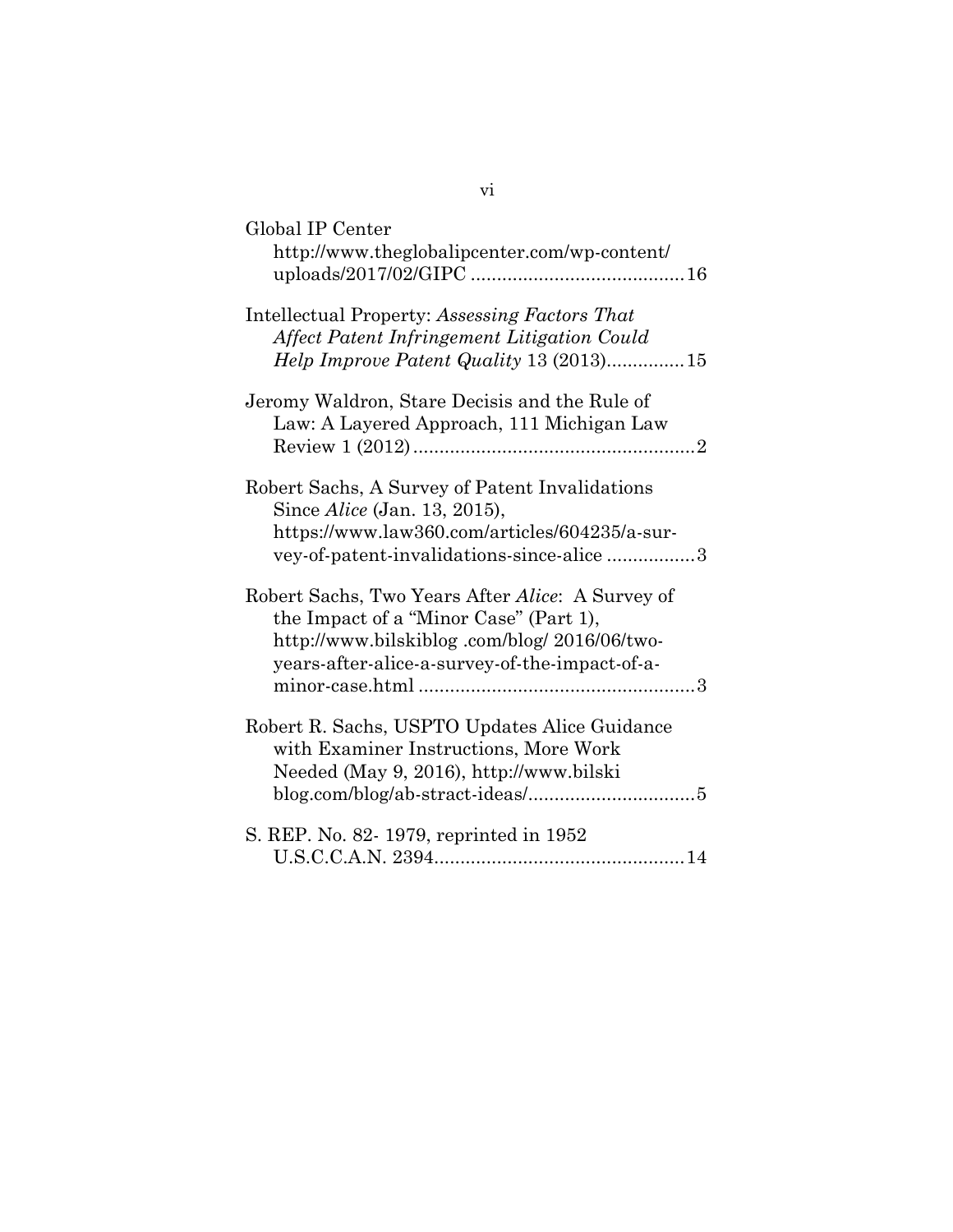Global IP Center http://www.theglobalipcenter.com/wp-content/uploads/2017/02/GIPC ........................................ 16

Intellectual Property: *Assessing Factors That Affect Patent Infringement Litigation Could Help Improve Patent Quality* 13 (2013)............... 15

Jeromy Waldron, Stare Decisis and the Rule of Law: A Layered Approach, 111 Michigan Law Review 1 (2012) ...................................................... 2

Robert Sachs, A Survey of Patent Invalidations Since *Alice* (Jan. 13, 2015), https://www.law360.com/articles/604235/a-survey-of-patent-invalidations-since-alice ................. 3

Robert Sachs, Two Years After *Alice*: A Survey of the Impact of a "Minor Case" (Part 1), http://www.bilskiblog .com/blog/ 2016/06/two-years-after-alice-a-survey-of-the-impact-of-a-minor-case.html ..................................................... 3

Robert R. Sachs, USPTO Updates Alice Guidance with Examiner Instructions, More Work Needed (May 9, 2016), http://www.bilski blog.com/blog/ab-stract-ideas/................................ 5

S. REP. No. 82- 1979, reprinted in 1952 U.S.C.C.A.N. 2394................................................ 14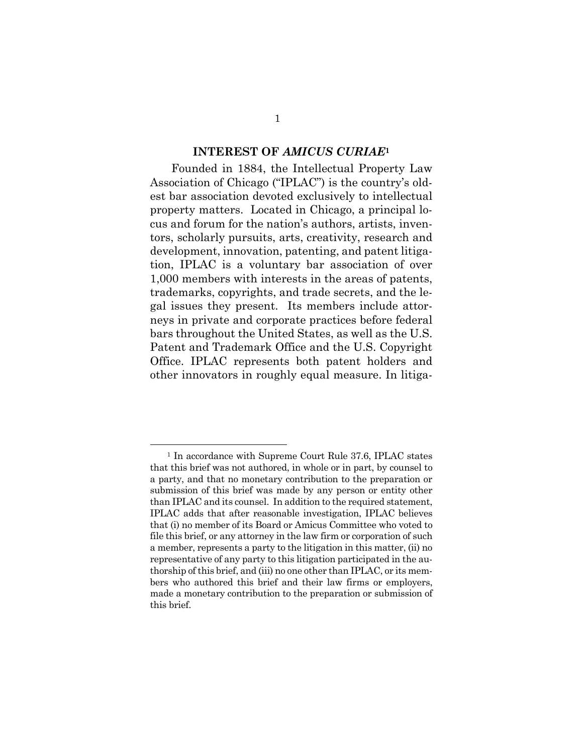## INTEREST OF *AMICUS CURIAE*[1]

Founded in 1884, the Intellectual Property Law Association of Chicago ("IPLAC") is the country's oldest bar association devoted exclusively to intellectual property matters. Located in Chicago, a principal locus and forum for the nation's authors, artists, inventors, scholarly pursuits, arts, creativity, research and development, innovation, patenting, and patent litigation, IPLAC is a voluntary bar association of over 1,000 members with interests in the areas of patents, trademarks, copyrights, and trade secrets, and the legal issues they present. Its members include attorneys in private and corporate practices before federal bars throughout the United States, as well as the U.S. Patent and Trademark Office and the U.S. Copyright Office. IPLAC represents both patent holders and other innovators in roughly equal measure. In litiga-

---

[1] In accordance with Supreme Court Rule 37.6, IPLAC states that this brief was not authored, in whole or in part, by counsel to a party, and that no monetary contribution to the preparation or submission of this brief was made by any person or entity other than IPLAC and its counsel. In addition to the required statement, IPLAC adds that after reasonable investigation, IPLAC believes that (i) no member of its Board or Amicus Committee who voted to file this brief, or any attorney in the law firm or corporation of such a member, represents a party to the litigation in this matter, (ii) no representative of any party to this litigation participated in the authorship of this brief, and (iii) no one other than IPLAC, or its members who authored this brief and their law firms or employers, made a monetary contribution to the preparation or submission of this brief.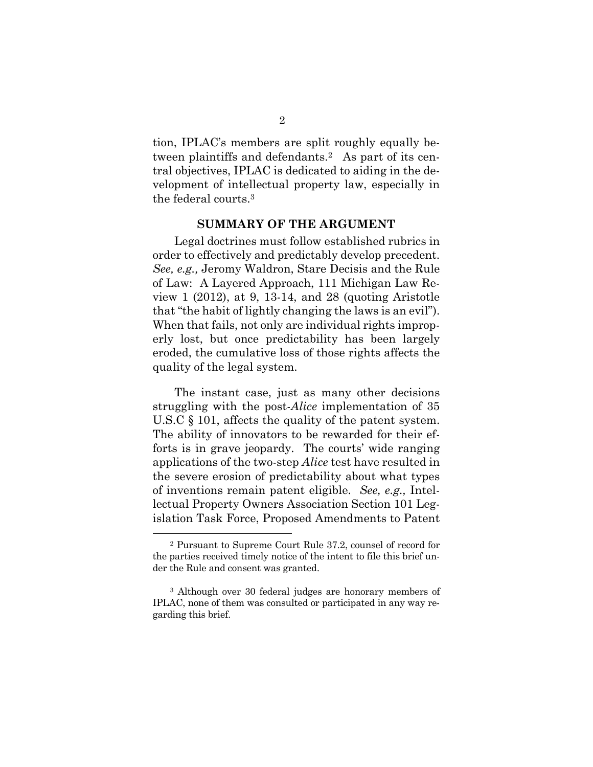tion, IPLAC's members are split roughly equally between plaintiffs and defendants.[2] As part of its central objectives, IPLAC is dedicated to aiding in the development of intellectual property law, especially in the federal courts.[3]

## SUMMARY OF THE ARGUMENT

Legal doctrines must follow established rubrics in order to effectively and predictably develop precedent. *See, e.g.,* Jeromy Waldron, Stare Decisis and the Rule of Law: A Layered Approach, 111 Michigan Law Review 1 (2012), at 9, 13-14, and 28 (quoting Aristotle that "the habit of lightly changing the laws is an evil"). When that fails, not only are individual rights improperly lost, but once predictability has been largely eroded, the cumulative loss of those rights affects the quality of the legal system.

The instant case, just as many other decisions struggling with the post-*Alice* implementation of 35 U.S.C § 101, affects the quality of the patent system. The ability of innovators to be rewarded for their efforts is in grave jeopardy. The courts' wide ranging applications of the two-step *Alice* test have resulted in the severe erosion of predictability about what types of inventions remain patent eligible. *See, e.g.,* Intellectual Property Owners Association Section 101 Legislation Task Force, Proposed Amendments to Patent

---

[2] Pursuant to Supreme Court Rule 37.2, counsel of record for the parties received timely notice of the intent to file this brief under the Rule and consent was granted.

[3] Although over 30 federal judges are honorary members of IPLAC, none of them was consulted or participated in any way regarding this brief.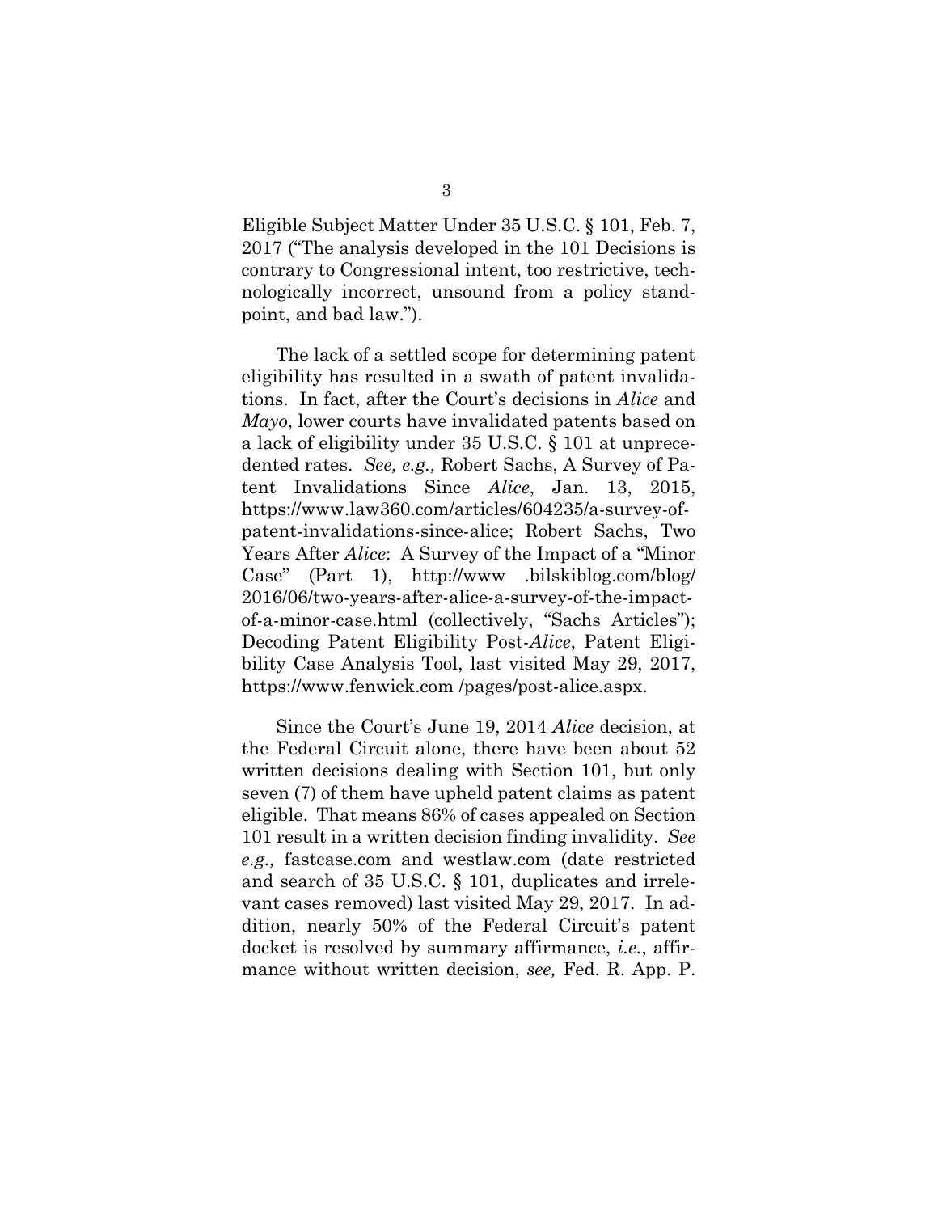Eligible Subject Matter Under 35 U.S.C. § 101, Feb. 7, 2017 ("The analysis developed in the 101 Decisions is contrary to Congressional intent, too restrictive, technologically incorrect, unsound from a policy standpoint, and bad law.").

The lack of a settled scope for determining patent eligibility has resulted in a swath of patent invalidations. In fact, after the Court's decisions in *Alice* and *Mayo*, lower courts have invalidated patents based on a lack of eligibility under 35 U.S.C. § 101 at unprecedented rates. *See, e.g.,* Robert Sachs, A Survey of Patent Invalidations Since *Alice*, Jan. 13, 2015, https://www.law360.com/articles/604235/a-survey-of-patent-invalidations-since-alice; Robert Sachs, Two Years After *Alice*: A Survey of the Impact of a "Minor Case" (Part 1), http://www .bilskiblog.com/blog/ 2016/06/two-years-after-alice-a-survey-of-the-impact-of-a-minor-case.html (collectively, "Sachs Articles"); Decoding Patent Eligibility Post-*Alice*, Patent Eligibility Case Analysis Tool, last visited May 29, 2017, https://www.fenwick.com /pages/post-alice.aspx.

Since the Court's June 19, 2014 *Alice* decision, at the Federal Circuit alone, there have been about 52 written decisions dealing with Section 101, but only seven (7) of them have upheld patent claims as patent eligible. That means 86% of cases appealed on Section 101 result in a written decision finding invalidity. *See e.g.,* fastcase.com and westlaw.com (date restricted and search of 35 U.S.C. § 101, duplicates and irrelevant cases removed) last visited May 29, 2017. In addition, nearly 50% of the Federal Circuit's patent docket is resolved by summary affirmance, *i.e.*, affirmance without written decision, *see,* Fed. R. App. P.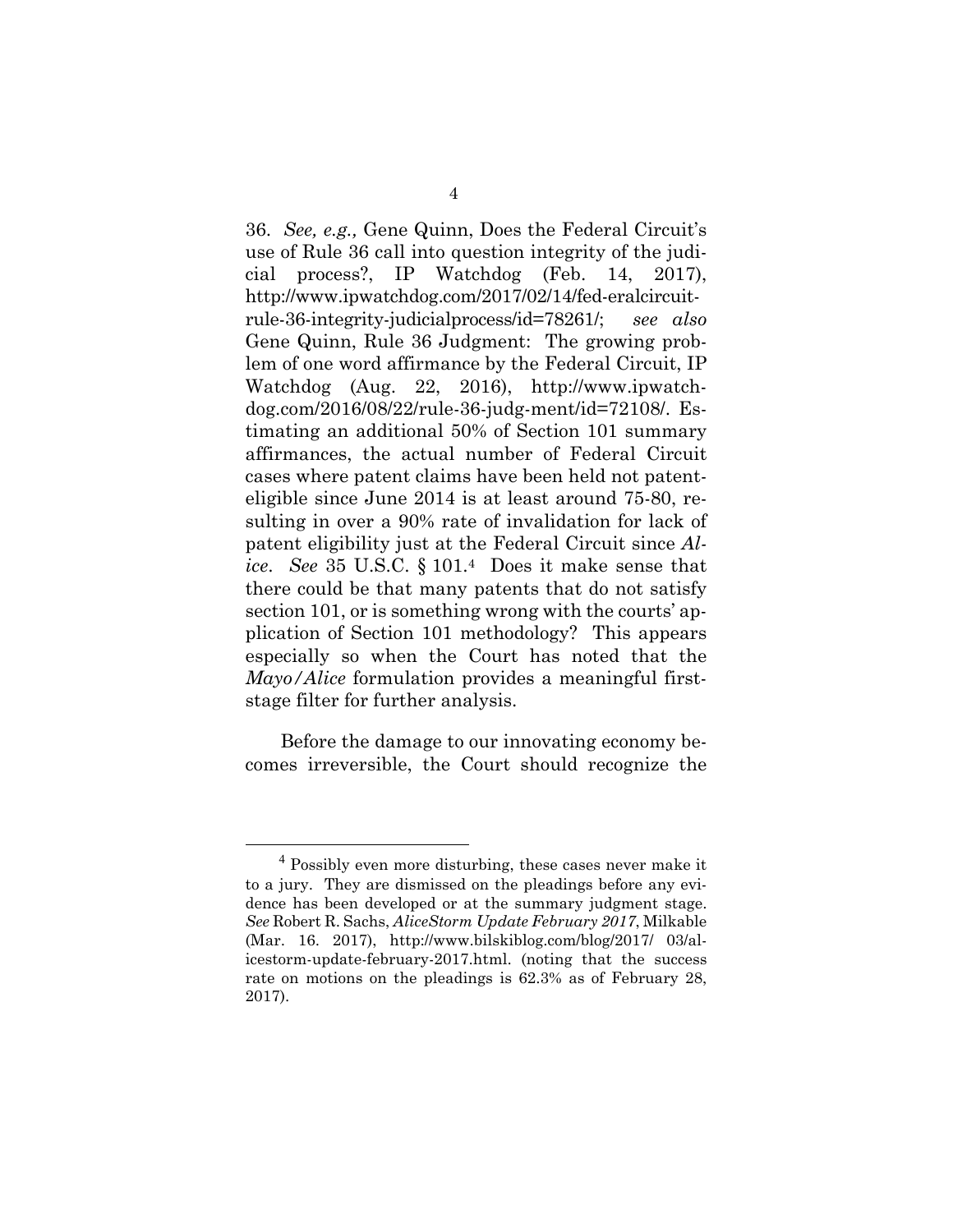36. *See, e.g.,* Gene Quinn, Does the Federal Circuit's use of Rule 36 call into question integrity of the judicial process?, IP Watchdog (Feb. 14, 2017), http://www.ipwatchdog.com/2017/02/14/fed-eralcircuit-rule-36-integrity-judicialprocess/id=78261/; *see also* Gene Quinn, Rule 36 Judgment: The growing problem of one word affirmance by the Federal Circuit, IP Watchdog (Aug. 22, 2016), http://www.ipwatchdog.com/2016/08/22/rule-36-judg-ment/id=72108/. Estimating an additional 50% of Section 101 summary affirmances, the actual number of Federal Circuit cases where patent claims have been held not patent-eligible since June 2014 is at least around 75-80, resulting in over a 90% rate of invalidation for lack of patent eligibility just at the Federal Circuit since *Alice*. *See* 35 U.S.C. § 101.[4] Does it make sense that there could be that many patents that do not satisfy section 101, or is something wrong with the courts' application of Section 101 methodology? This appears especially so when the Court has noted that the *Mayo/Alice* formulation provides a meaningful first-stage filter for further analysis.

Before the damage to our innovating economy becomes irreversible, the Court should recognize the

---

[4] Possibly even more disturbing, these cases never make it to a jury. They are dismissed on the pleadings before any evidence has been developed or at the summary judgment stage. *See* Robert R. Sachs, *AliceStorm Update February 2017*, Milkable (Mar. 16. 2017), http://www.bilskiblog.com/blog/2017/ 03/alicestorm-update-february-2017.html. (noting that the success rate on motions on the pleadings is 62.3% as of February 28, 2017).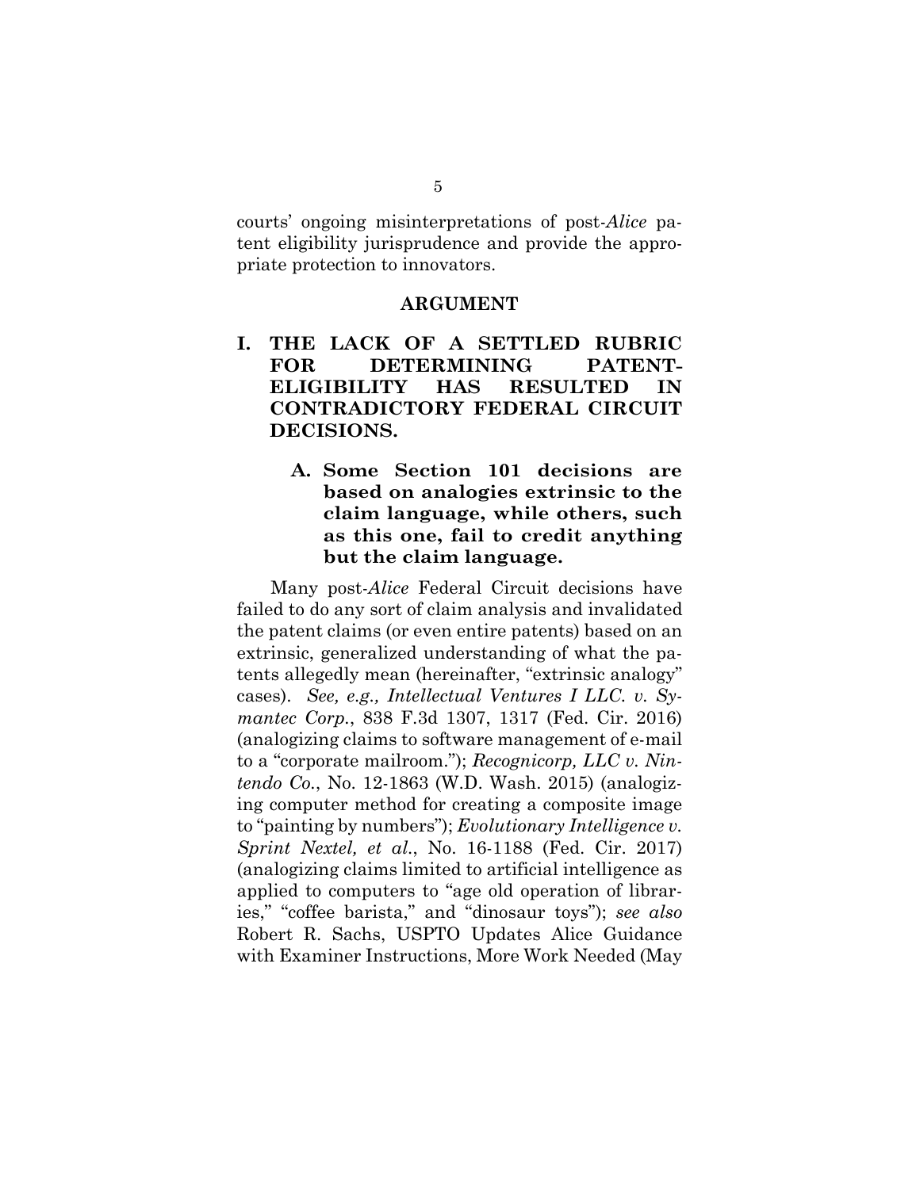courts' ongoing misinterpretations of post-*Alice* patent eligibility jurisprudence and provide the appropriate protection to innovators.

## ARGUMENT

### I. THE LACK OF A SETTLED RUBRIC FOR DETERMINING PATENT-ELIGIBILITY HAS RESULTED IN CONTRADICTORY FEDERAL CIRCUIT DECISIONS.

#### A. Some Section 101 decisions are based on analogies extrinsic to the claim language, while others, such as this one, fail to credit anything but the claim language.

Many post-*Alice* Federal Circuit decisions have failed to do any sort of claim analysis and invalidated the patent claims (or even entire patents) based on an extrinsic, generalized understanding of what the patents allegedly mean (hereinafter, "extrinsic analogy" cases). *See, e.g., Intellectual Ventures I LLC. v. Symantec Corp.*, 838 F.3d 1307, 1317 (Fed. Cir. 2016) (analogizing claims to software management of e-mail to a "corporate mailroom."); *Recognicorp, LLC v. Nintendo Co.*, No. 12-1863 (W.D. Wash. 2015) (analogizing computer method for creating a composite image to "painting by numbers"); *Evolutionary Intelligence v. Sprint Nextel, et al.*, No. 16-1188 (Fed. Cir. 2017) (analogizing claims limited to artificial intelligence as applied to computers to "age old operation of libraries," "coffee barista," and "dinosaur toys"); *see also* Robert R. Sachs, USPTO Updates Alice Guidance with Examiner Instructions, More Work Needed (May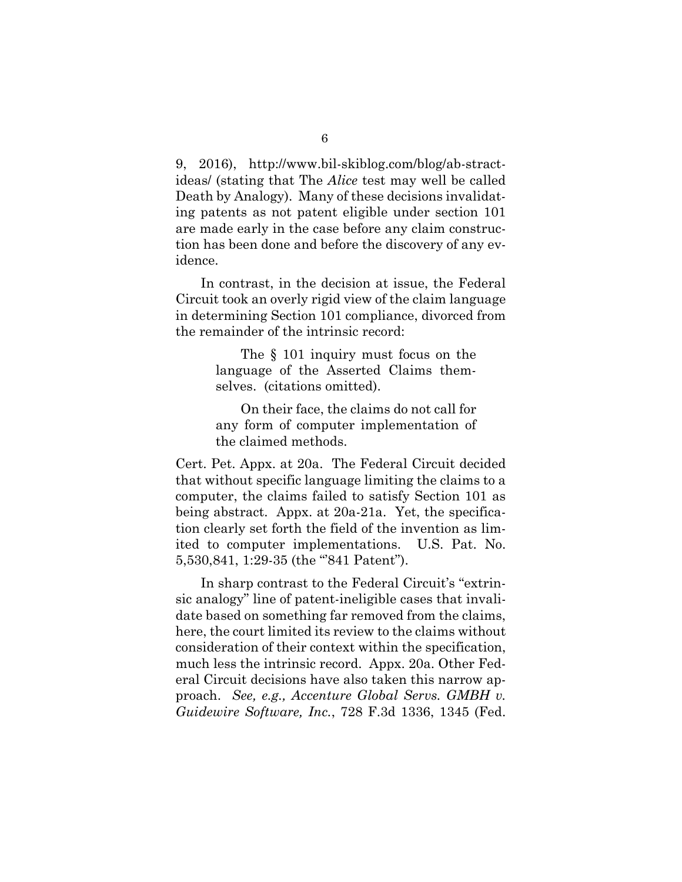9, 2016), http://www.bil-skiblog.com/blog/ab-stract-ideas/ (stating that The *Alice* test may well be called Death by Analogy). Many of these decisions invalidating patents as not patent eligible under section 101 are made early in the case before any claim construction has been done and before the discovery of any evidence.

In contrast, in the decision at issue, the Federal Circuit took an overly rigid view of the claim language in determining Section 101 compliance, divorced from the remainder of the intrinsic record:

> The § 101 inquiry must focus on the language of the Asserted Claims themselves. (citations omitted).
>
> On their face, the claims do not call for any form of computer implementation of the claimed methods.

Cert. Pet. Appx. at 20a. The Federal Circuit decided that without specific language limiting the claims to a computer, the claims failed to satisfy Section 101 as being abstract. Appx. at 20a-21a. Yet, the specification clearly set forth the field of the invention as limited to computer implementations. U.S. Pat. No. 5,530,841, 1:29-35 (the "'841 Patent").

In sharp contrast to the Federal Circuit's "extrinsic analogy" line of patent-ineligible cases that invalidate based on something far removed from the claims, here, the court limited its review to the claims without consideration of their context within the specification, much less the intrinsic record. Appx. 20a. Other Federal Circuit decisions have also taken this narrow approach. *See, e.g., Accenture Global Servs. GMBH v. Guidewire Software, Inc.*, 728 F.3d 1336, 1345 (Fed.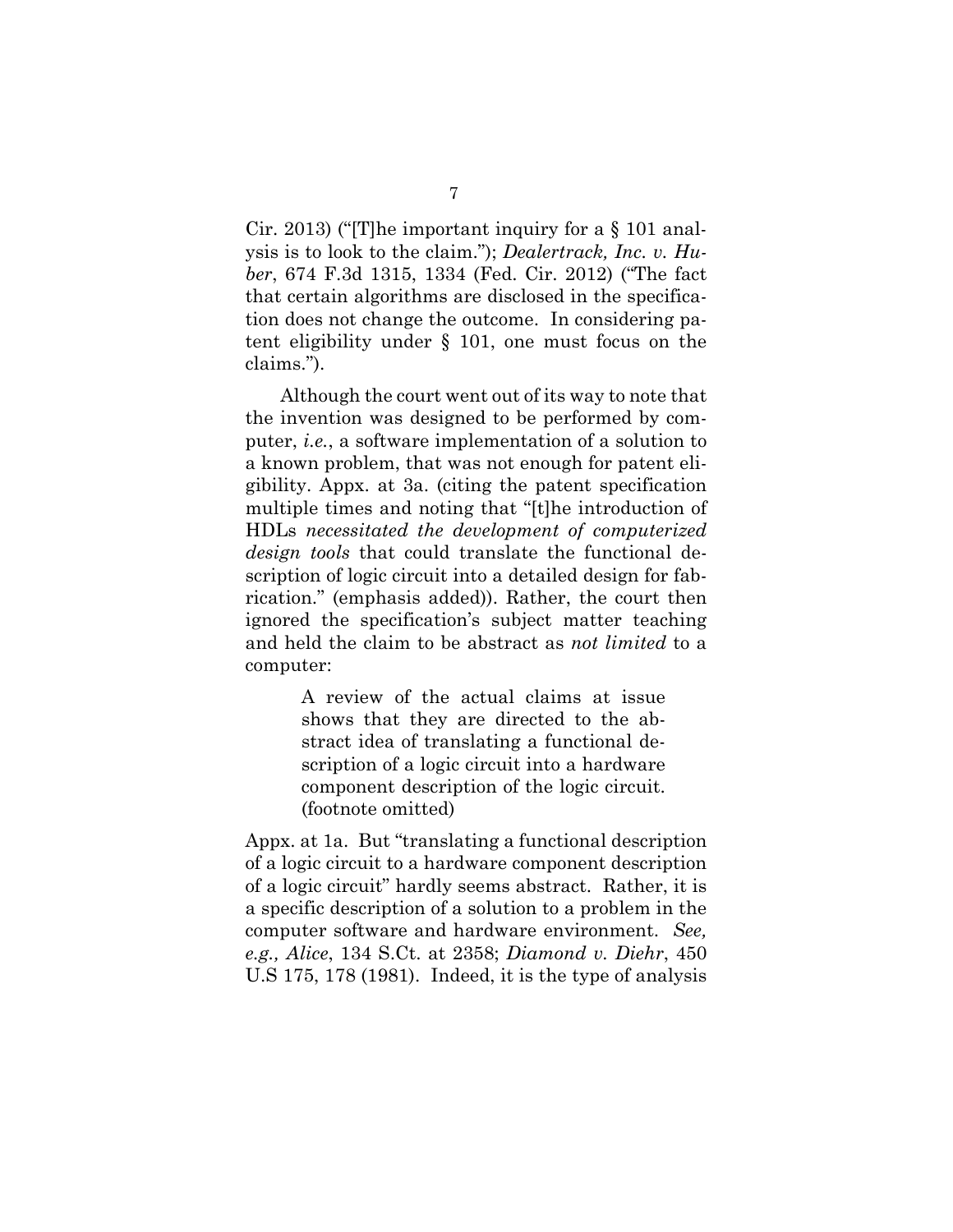Cir. 2013) ("[T]he important inquiry for a § 101 analysis is to look to the claim."); *Dealertrack, Inc. v. Huber*, 674 F.3d 1315, 1334 (Fed. Cir. 2012) ("The fact that certain algorithms are disclosed in the specification does not change the outcome. In considering patent eligibility under § 101, one must focus on the claims.").

Although the court went out of its way to note that the invention was designed to be performed by computer, *i.e.*, a software implementation of a solution to a known problem, that was not enough for patent eligibility. Appx. at 3a. (citing the patent specification multiple times and noting that "[t]he introduction of HDLs *necessitated the development of computerized design tools* that could translate the functional description of logic circuit into a detailed design for fabrication." (emphasis added)). Rather, the court then ignored the specification's subject matter teaching and held the claim to be abstract as *not limited* to a computer:

> A review of the actual claims at issue shows that they are directed to the abstract idea of translating a functional description of a logic circuit into a hardware component description of the logic circuit. (footnote omitted)

Appx. at 1a. But "translating a functional description of a logic circuit to a hardware component description of a logic circuit" hardly seems abstract. Rather, it is a specific description of a solution to a problem in the computer software and hardware environment. *See, e.g., Alice*, 134 S.Ct. at 2358; *Diamond v. Diehr*, 450 U.S 175, 178 (1981). Indeed, it is the type of analysis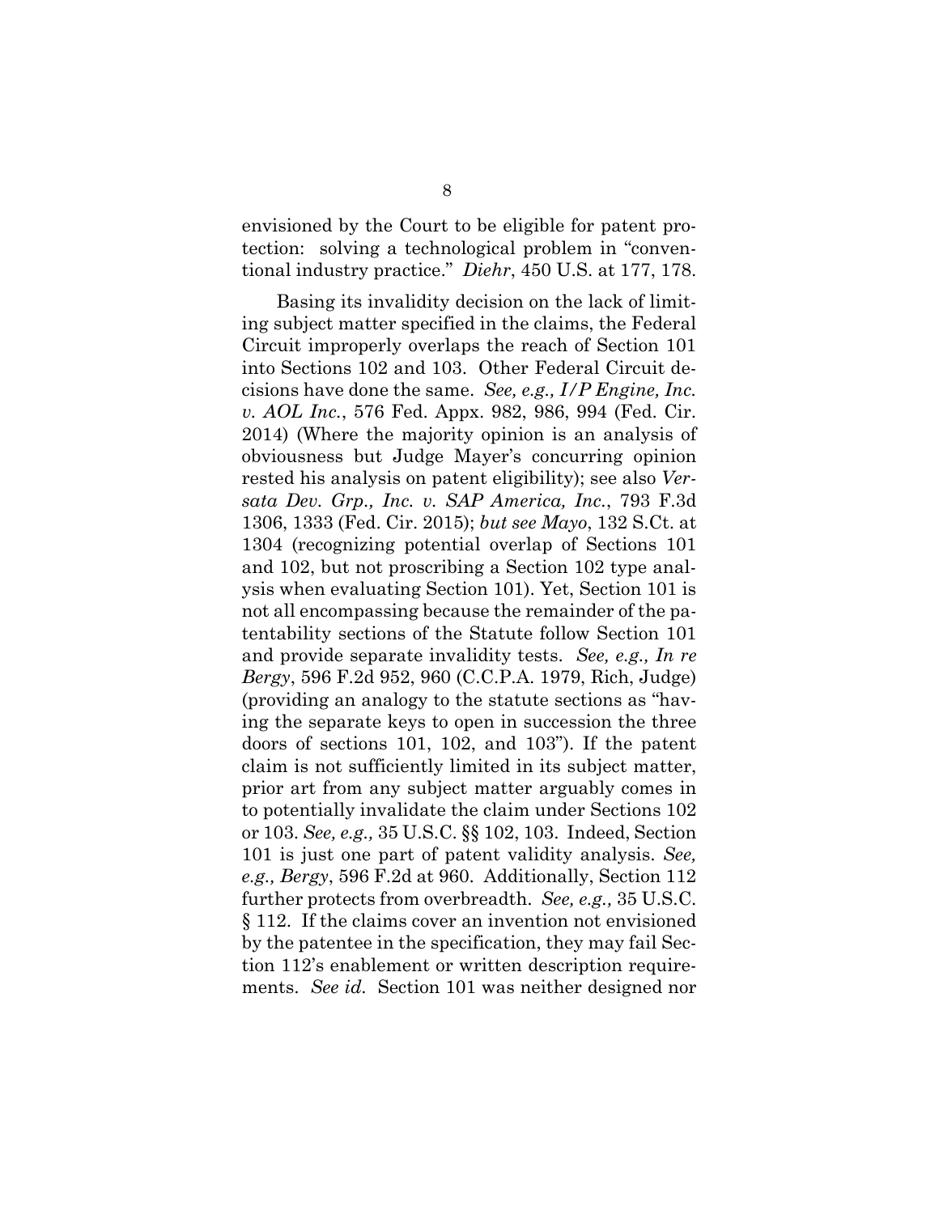envisioned by the Court to be eligible for patent protection: solving a technological problem in "conventional industry practice." *Diehr*, 450 U.S. at 177, 178.

Basing its invalidity decision on the lack of limiting subject matter specified in the claims, the Federal Circuit improperly overlaps the reach of Section 101 into Sections 102 and 103. Other Federal Circuit decisions have done the same. *See, e.g., I/P Engine, Inc. v. AOL Inc.*, 576 Fed. Appx. 982, 986, 994 (Fed. Cir. 2014) (Where the majority opinion is an analysis of obviousness but Judge Mayer's concurring opinion rested his analysis on patent eligibility); see also *Versata Dev. Grp., Inc. v. SAP America, Inc.*, 793 F.3d 1306, 1333 (Fed. Cir. 2015); *but see Mayo*, 132 S.Ct. at 1304 (recognizing potential overlap of Sections 101 and 102, but not proscribing a Section 102 type analysis when evaluating Section 101). Yet, Section 101 is not all encompassing because the remainder of the patentability sections of the Statute follow Section 101 and provide separate invalidity tests. *See, e.g., In re Bergy*, 596 F.2d 952, 960 (C.C.P.A. 1979, Rich, Judge) (providing an analogy to the statute sections as "having the separate keys to open in succession the three doors of sections 101, 102, and 103"). If the patent claim is not sufficiently limited in its subject matter, prior art from any subject matter arguably comes in to potentially invalidate the claim under Sections 102 or 103. *See, e.g.,* 35 U.S.C. §§ 102, 103. Indeed, Section 101 is just one part of patent validity analysis. *See, e.g., Bergy*, 596 F.2d at 960. Additionally, Section 112 further protects from overbreadth. *See, e.g.,* 35 U.S.C. § 112. If the claims cover an invention not envisioned by the patentee in the specification, they may fail Section 112's enablement or written description requirements. *See id.* Section 101 was neither designed nor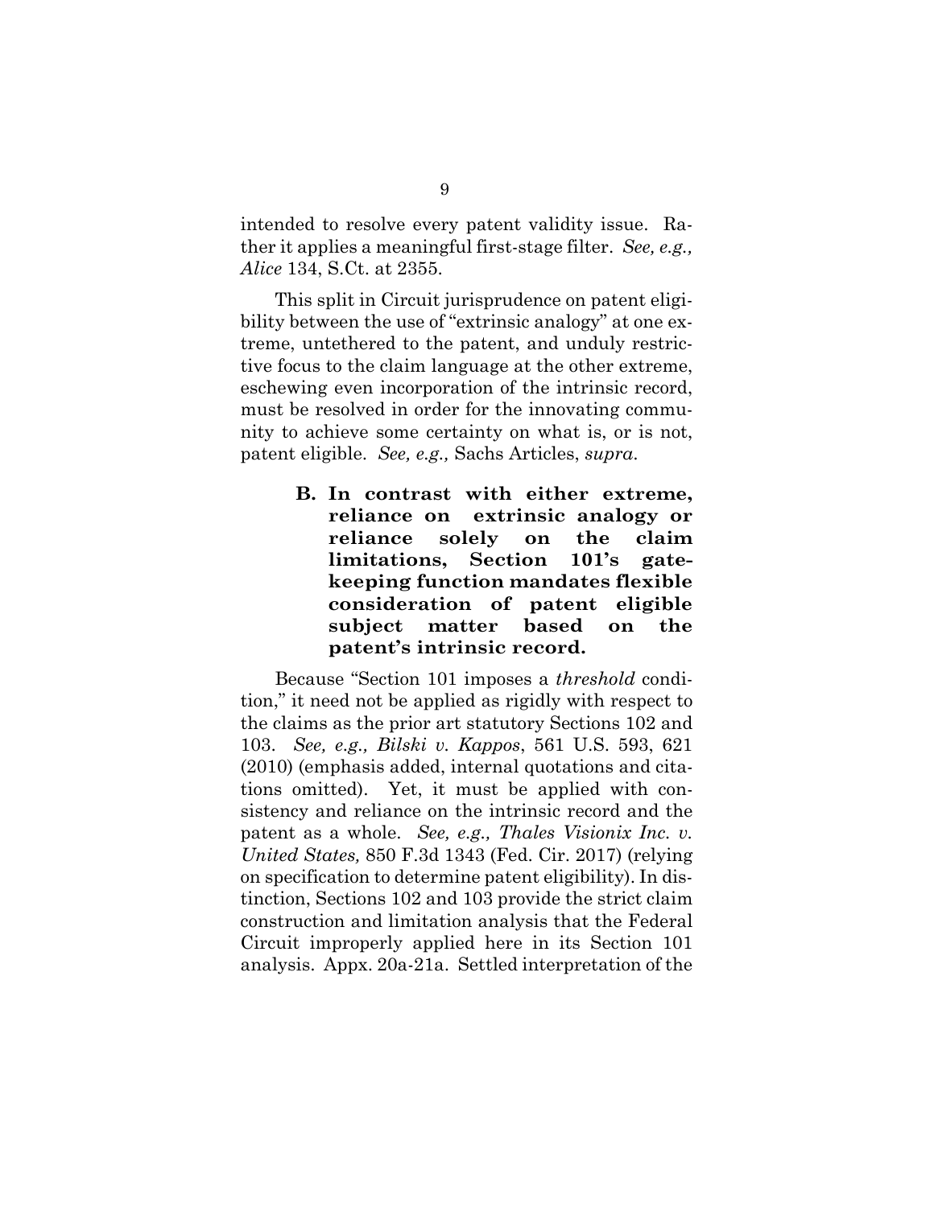intended to resolve every patent validity issue. Rather it applies a meaningful first-stage filter. *See, e.g., Alice* 134, S.Ct. at 2355.

This split in Circuit jurisprudence on patent eligibility between the use of "extrinsic analogy" at one extreme, untethered to the patent, and unduly restrictive focus to the claim language at the other extreme, eschewing even incorporation of the intrinsic record, must be resolved in order for the innovating community to achieve some certainty on what is, or is not, patent eligible. *See, e.g.,* Sachs Articles, *supra.*

### B. In contrast with either extreme, reliance on extrinsic analogy or reliance solely on the claim limitations, Section 101's gatekeeping function mandates flexible consideration of patent eligible subject matter based on the patent's intrinsic record.

Because "Section 101 imposes a *threshold* condition," it need not be applied as rigidly with respect to the claims as the prior art statutory Sections 102 and 103. *See, e.g., Bilski v. Kappos*, 561 U.S. 593, 621 (2010) (emphasis added, internal quotations and citations omitted). Yet, it must be applied with consistency and reliance on the intrinsic record and the patent as a whole. *See, e.g., Thales Visionix Inc. v. United States,* 850 F.3d 1343 (Fed. Cir. 2017) (relying on specification to determine patent eligibility). In distinction, Sections 102 and 103 provide the strict claim construction and limitation analysis that the Federal Circuit improperly applied here in its Section 101 analysis. Appx. 20a-21a. Settled interpretation of the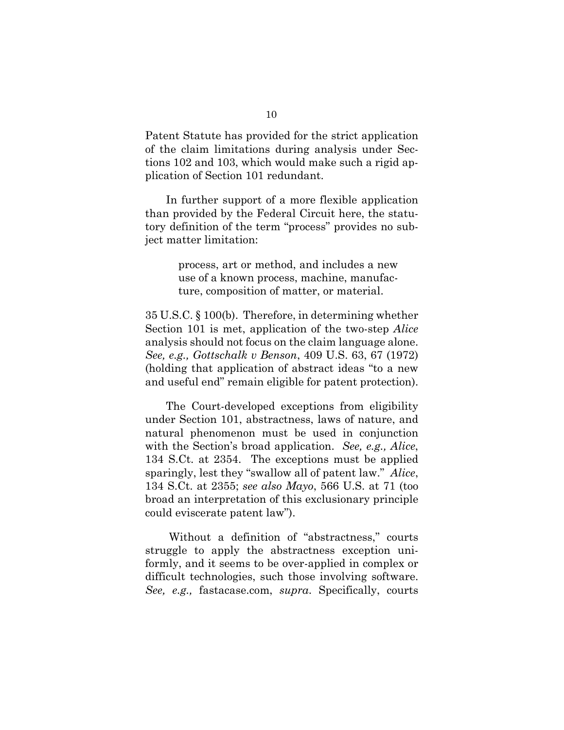Patent Statute has provided for the strict application of the claim limitations during analysis under Sections 102 and 103, which would make such a rigid application of Section 101 redundant.

In further support of a more flexible application than provided by the Federal Circuit here, the statutory definition of the term "process" provides no subject matter limitation:

> process, art or method, and includes a new use of a known process, machine, manufacture, composition of matter, or material.

35 U.S.C. § 100(b). Therefore, in determining whether Section 101 is met, application of the two-step *Alice* analysis should not focus on the claim language alone. *See, e.g., Gottschalk v Benson*, 409 U.S. 63, 67 (1972) (holding that application of abstract ideas "to a new and useful end" remain eligible for patent protection).

The Court-developed exceptions from eligibility under Section 101, abstractness, laws of nature, and natural phenomenon must be used in conjunction with the Section's broad application. *See, e.g., Alice*, 134 S.Ct. at 2354. The exceptions must be applied sparingly, lest they "swallow all of patent law." *Alice*, 134 S.Ct. at 2355; *see also Mayo*, 566 U.S. at 71 (too broad an interpretation of this exclusionary principle could eviscerate patent law").

Without a definition of "abstractness," courts struggle to apply the abstractness exception uniformly, and it seems to be over-applied in complex or difficult technologies, such those involving software. *See, e.g.,* fastacase.com, *supra*. Specifically, courts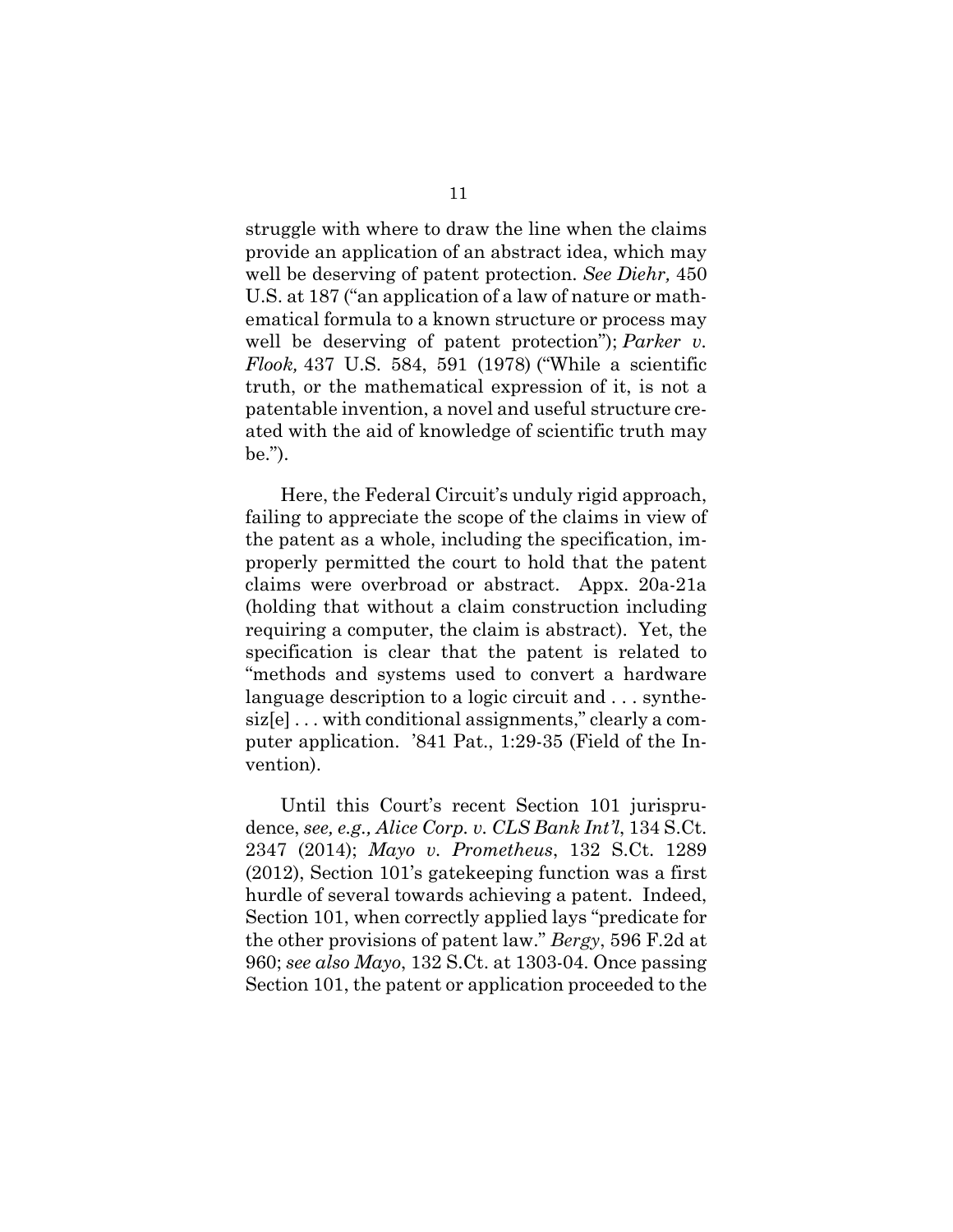struggle with where to draw the line when the claims provide an application of an abstract idea, which may well be deserving of patent protection. *See Diehr,* 450 U.S. at 187 ("an application of a law of nature or mathematical formula to a known structure or process may well be deserving of patent protection"); *Parker v. Flook,* 437 U.S. 584, 591 (1978) ("While a scientific truth, or the mathematical expression of it, is not a patentable invention, a novel and useful structure created with the aid of knowledge of scientific truth may be.").

Here, the Federal Circuit's unduly rigid approach, failing to appreciate the scope of the claims in view of the patent as a whole, including the specification, improperly permitted the court to hold that the patent claims were overbroad or abstract. Appx. 20a-21a (holding that without a claim construction including requiring a computer, the claim is abstract). Yet, the specification is clear that the patent is related to "methods and systems used to convert a hardware language description to a logic circuit and . . . synthesiz[e] . . . with conditional assignments," clearly a computer application. '841 Pat., 1:29-35 (Field of the Invention).

Until this Court's recent Section 101 jurisprudence, *see, e.g., Alice Corp. v. CLS Bank Int'l*, 134 S.Ct. 2347 (2014); *Mayo v. Prometheus*, 132 S.Ct. 1289 (2012), Section 101's gatekeeping function was a first hurdle of several towards achieving a patent. Indeed, Section 101, when correctly applied lays "predicate for the other provisions of patent law." *Bergy*, 596 F.2d at 960; *see also Mayo*, 132 S.Ct. at 1303-04. Once passing Section 101, the patent or application proceeded to the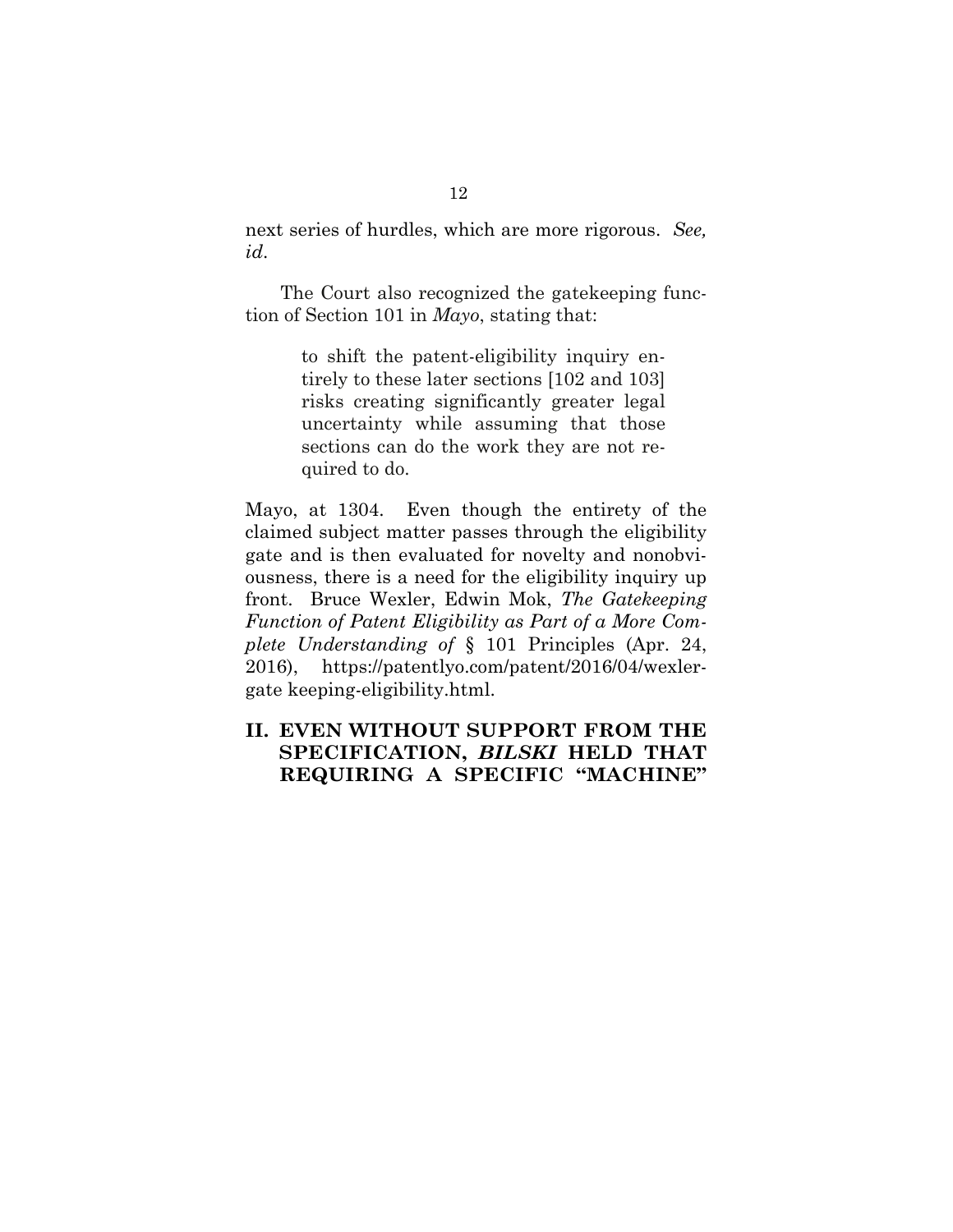next series of hurdles, which are more rigorous. *See, id*.

The Court also recognized the gatekeeping function of Section 101 in *Mayo*, stating that:

> to shift the patent-eligibility inquiry entirely to these later sections [102 and 103] risks creating significantly greater legal uncertainty while assuming that those sections can do the work they are not required to do.

Mayo, at 1304. Even though the entirety of the claimed subject matter passes through the eligibility gate and is then evaluated for novelty and nonobviousness, there is a need for the eligibility inquiry up front. Bruce Wexler, Edwin Mok, *The Gatekeeping Function of Patent Eligibility as Part of a More Complete Understanding of* § 101 Principles (Apr. 24, 2016), https://patentlyo.com/patent/2016/04/wexler-gate keeping-eligibility.html.

## II. EVEN WITHOUT SUPPORT FROM THE SPECIFICATION, *BILSKI* HELD THAT REQUIRING A SPECIFIC "MACHINE"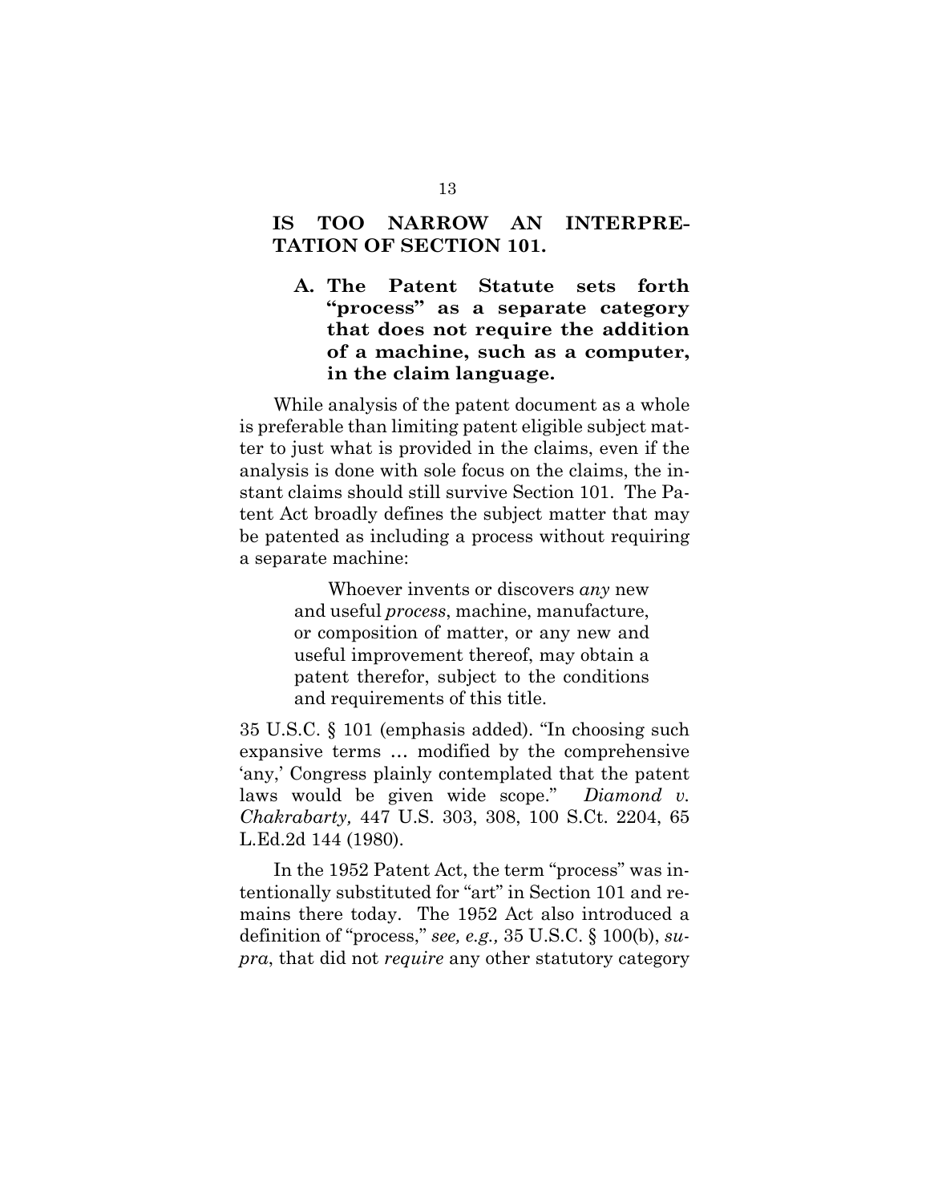**IS TOO NARROW AN INTERPRETATION OF SECTION 101.**

### A. The Patent Statute sets forth "process" as a separate category that does not require the addition of a machine, such as a computer, in the claim language.

While analysis of the patent document as a whole is preferable than limiting patent eligible subject matter to just what is provided in the claims, even if the analysis is done with sole focus on the claims, the instant claims should still survive Section 101. The Patent Act broadly defines the subject matter that may be patented as including a process without requiring a separate machine:

> Whoever invents or discovers *any* new and useful *process*, machine, manufacture, or composition of matter, or any new and useful improvement thereof, may obtain a patent therefor, subject to the conditions and requirements of this title.

35 U.S.C. § 101 (emphasis added). "In choosing such expansive terms … modified by the comprehensive 'any,' Congress plainly contemplated that the patent laws would be given wide scope." *Diamond v. Chakrabarty,* 447 U.S. 303, 308, 100 S.Ct. 2204, 65 L.Ed.2d 144 (1980).

In the 1952 Patent Act, the term "process" was intentionally substituted for "art" in Section 101 and remains there today. The 1952 Act also introduced a definition of "process," *see, e.g.,* 35 U.S.C. § 100(b), *supra*, that did not *require* any other statutory category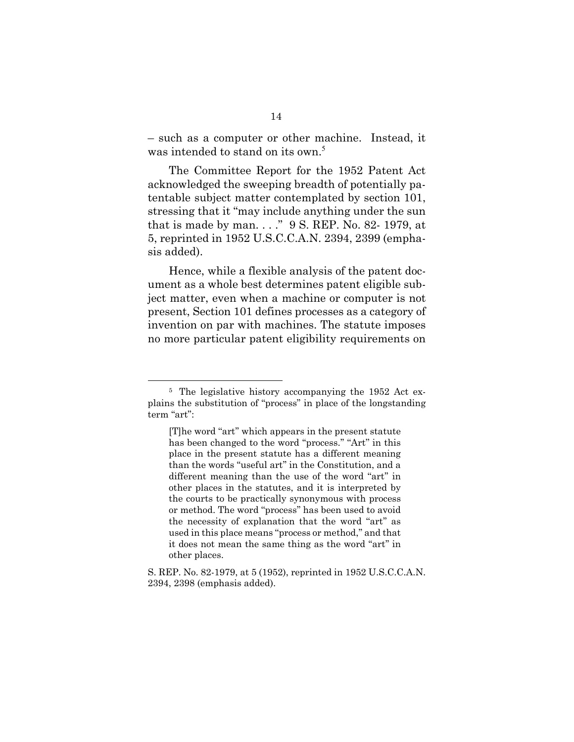– such as a computer or other machine. Instead, it was intended to stand on its own.[5]

The Committee Report for the 1952 Patent Act acknowledged the sweeping breadth of potentially patentable subject matter contemplated by section 101, stressing that it "may include anything under the sun that is made by man. . . ." 9 S. REP. No. 82- 1979, at 5, reprinted in 1952 U.S.C.C.A.N. 2394, 2399 (emphasis added).

Hence, while a flexible analysis of the patent document as a whole best determines patent eligible subject matter, even when a machine or computer is not present, Section 101 defines processes as a category of invention on par with machines. The statute imposes no more particular patent eligibility requirements on

---

[5] The legislative history accompanying the 1952 Act explains the substitution of "process" in place of the longstanding term "art":

> [T]he word "art" which appears in the present statute has been changed to the word "process." "Art" in this place in the present statute has a different meaning than the words "useful art" in the Constitution, and a different meaning than the use of the word "art" in other places in the statutes, and it is interpreted by the courts to be practically synonymous with process or method. The word "process" has been used to avoid the necessity of explanation that the word "art" as used in this place means "process or method," and that it does not mean the same thing as the word "art" in other places.

S. REP. No. 82-1979, at 5 (1952), reprinted in 1952 U.S.C.C.A.N. 2394, 2398 (emphasis added).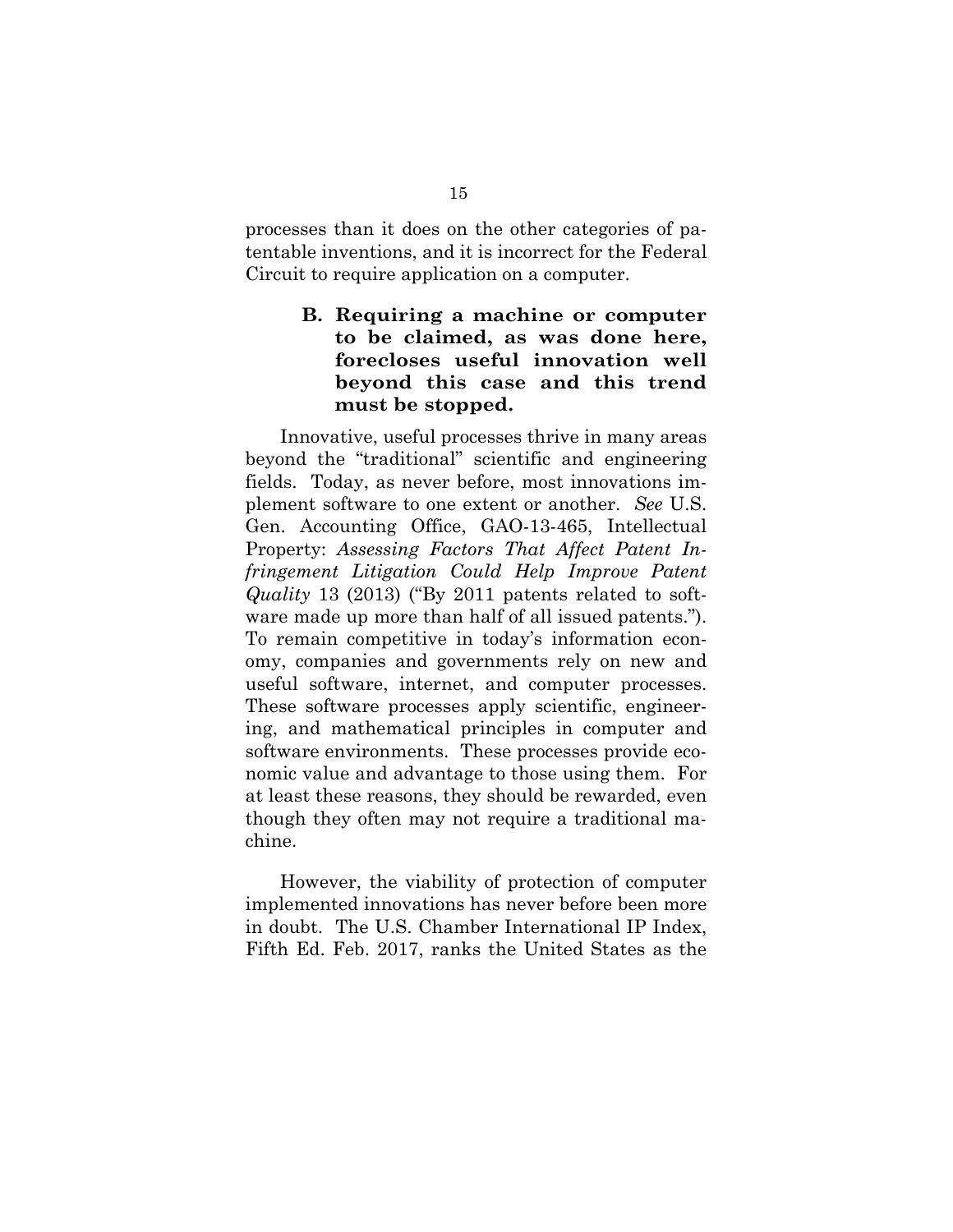processes than it does on the other categories of patentable inventions, and it is incorrect for the Federal Circuit to require application on a computer.

### B. Requiring a machine or computer to be claimed, as was done here, forecloses useful innovation well beyond this case and this trend must be stopped.

Innovative, useful processes thrive in many areas beyond the "traditional" scientific and engineering fields. Today, as never before, most innovations implement software to one extent or another. *See* U.S. Gen. Accounting Office, GAO-13-465, Intellectual Property: *Assessing Factors That Affect Patent Infringement Litigation Could Help Improve Patent Quality* 13 (2013) ("By 2011 patents related to software made up more than half of all issued patents."). To remain competitive in today's information economy, companies and governments rely on new and useful software, internet, and computer processes. These software processes apply scientific, engineering, and mathematical principles in computer and software environments. These processes provide economic value and advantage to those using them. For at least these reasons, they should be rewarded, even though they often may not require a traditional machine.

However, the viability of protection of computer implemented innovations has never before been more in doubt. The U.S. Chamber International IP Index, Fifth Ed. Feb. 2017, ranks the United States as the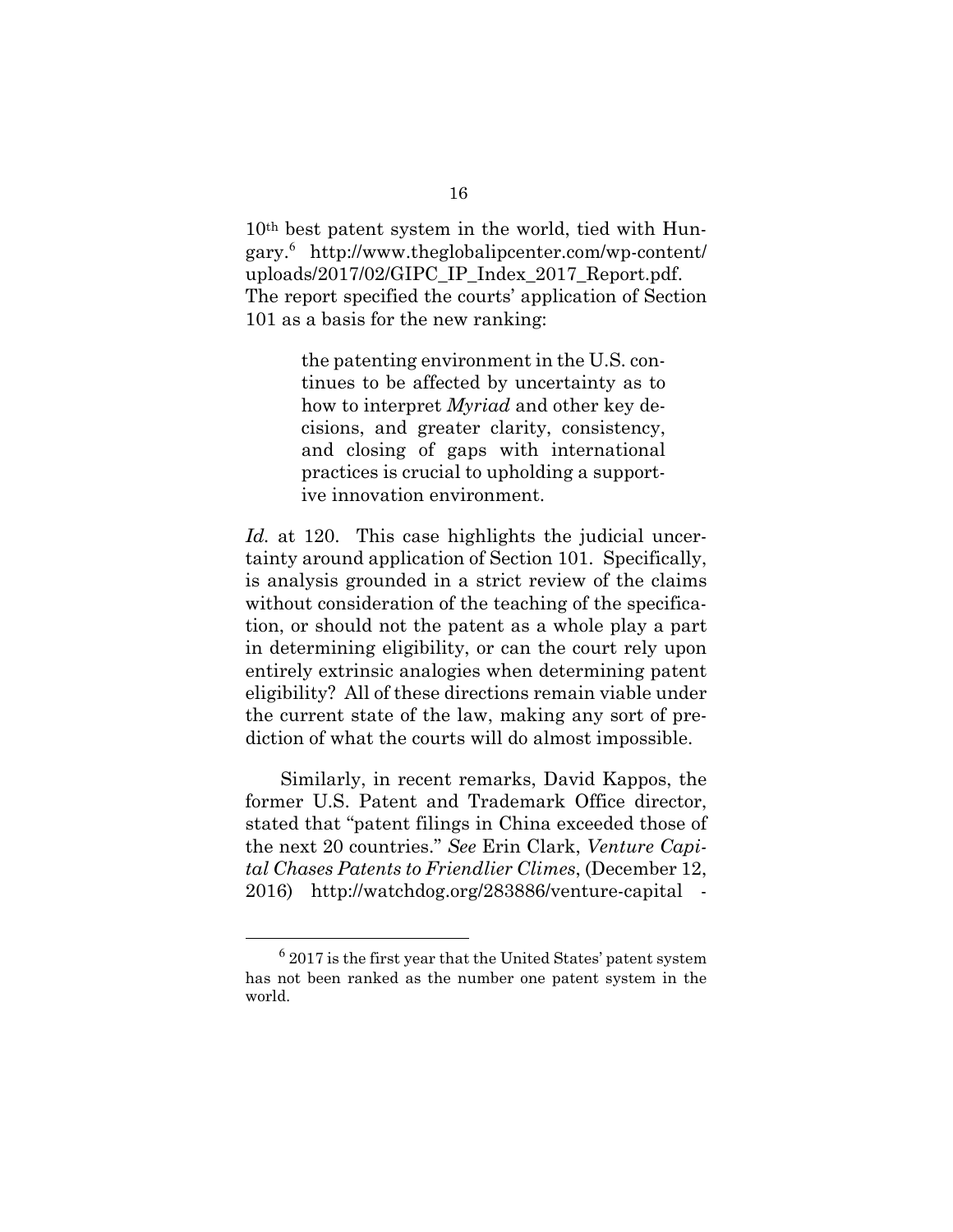10th best patent system in the world, tied with Hungary.[6] http://www.theglobalipcenter.com/wp-content/uploads/2017/02/GIPC_IP_Index_2017_Report.pdf. The report specified the courts' application of Section 101 as a basis for the new ranking:

> the patenting environment in the U.S. continues to be affected by uncertainty as to how to interpret *Myriad* and other key decisions, and greater clarity, consistency, and closing of gaps with international practices is crucial to upholding a supportive innovation environment.

*Id.* at 120. This case highlights the judicial uncertainty around application of Section 101. Specifically, is analysis grounded in a strict review of the claims without consideration of the teaching of the specification, or should not the patent as a whole play a part in determining eligibility, or can the court rely upon entirely extrinsic analogies when determining patent eligibility? All of these directions remain viable under the current state of the law, making any sort of prediction of what the courts will do almost impossible.

Similarly, in recent remarks, David Kappos, the former U.S. Patent and Trademark Office director, stated that "patent filings in China exceeded those of the next 20 countries." *See* Erin Clark, *Venture Capital Chases Patents to Friendlier Climes*, (December 12, 2016) http://watchdog.org/283886/venture-capital -

---

[6] 2017 is the first year that the United States' patent system has not been ranked as the number one patent system in the world.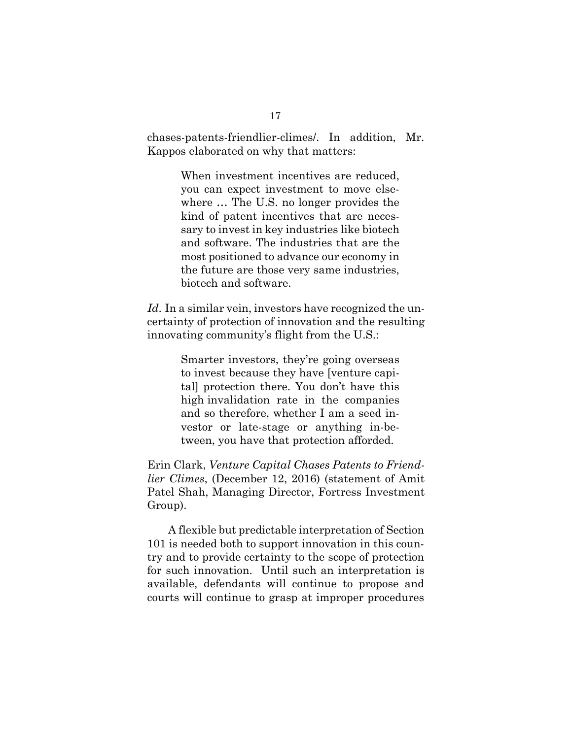chases-patents-friendlier-climes/. In addition, Mr. Kappos elaborated on why that matters:

> When investment incentives are reduced, you can expect investment to move elsewhere … The U.S. no longer provides the kind of patent incentives that are necessary to invest in key industries like biotech and software. The industries that are the most positioned to advance our economy in the future are those very same industries, biotech and software.

*Id*. In a similar vein, investors have recognized the uncertainty of protection of innovation and the resulting innovating community's flight from the U.S.:

> Smarter investors, they're going overseas to invest because they have [venture capital] protection there. You don't have this high invalidation rate in the companies and so therefore, whether I am a seed investor or late-stage or anything in-between, you have that protection afforded.

Erin Clark, *Venture Capital Chases Patents to Friendlier Climes*, (December 12, 2016) (statement of Amit Patel Shah, Managing Director, Fortress Investment Group).

A flexible but predictable interpretation of Section 101 is needed both to support innovation in this country and to provide certainty to the scope of protection for such innovation. Until such an interpretation is available, defendants will continue to propose and courts will continue to grasp at improper procedures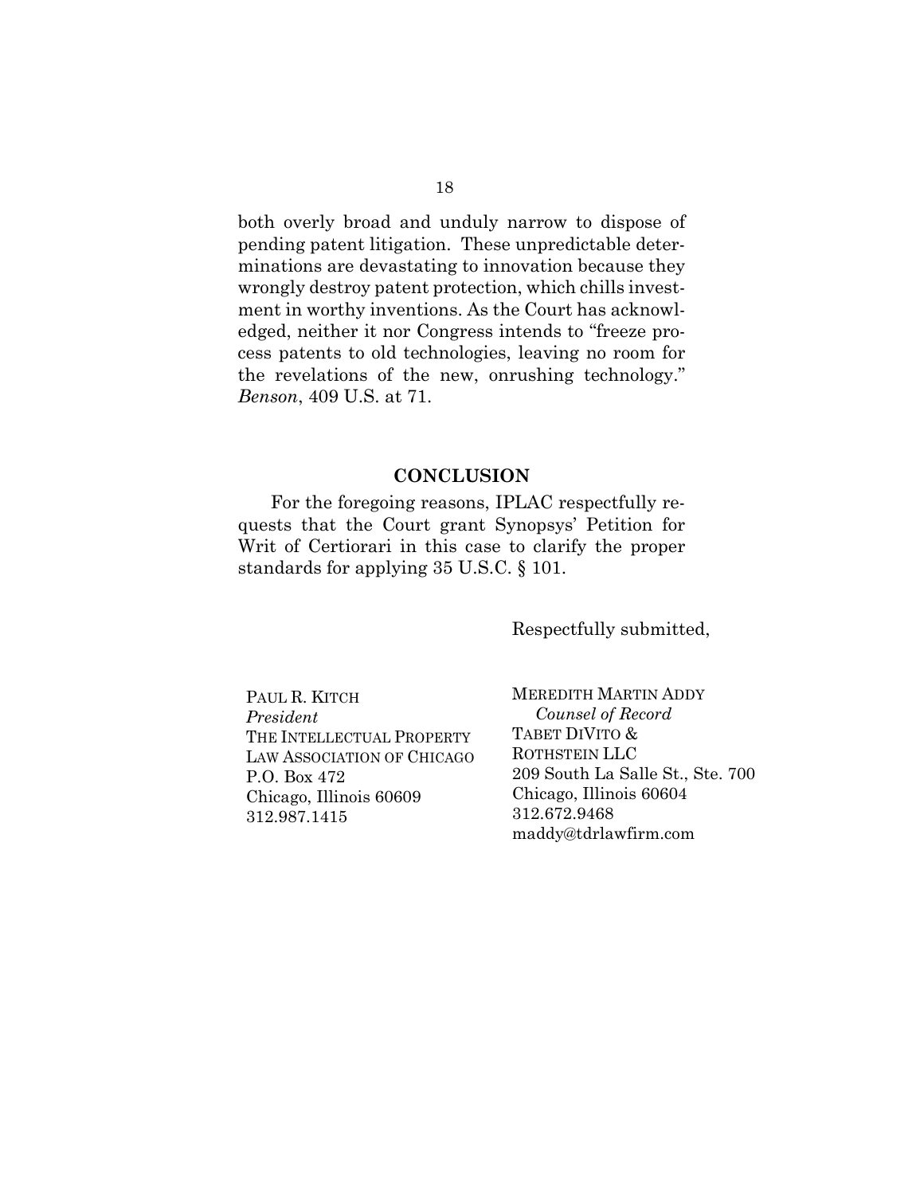both overly broad and unduly narrow to dispose of pending patent litigation. These unpredictable determinations are devastating to innovation because they wrongly destroy patent protection, which chills investment in worthy inventions. As the Court has acknowledged, neither it nor Congress intends to "freeze process patents to old technologies, leaving no room for the revelations of the new, onrushing technology." *Benson*, 409 U.S. at 71.

## CONCLUSION

For the foregoing reasons, IPLAC respectfully requests that the Court grant Synopsys' Petition for Writ of Certiorari in this case to clarify the proper standards for applying 35 U.S.C. § 101.

Respectfully submitted,

PAUL R. KITCH
*President*
THE INTELLECTUAL PROPERTY LAW ASSOCIATION OF CHICAGO
P.O. Box 472
Chicago, Illinois 60609
312.987.1415

MEREDITH MARTIN ADDY
*Counsel of Record*
TABET DIVITO & ROTHSTEIN LLC
209 South La Salle St., Ste. 700
Chicago, Illinois 60604
312.672.9468
maddy@tdrlawfirm.com